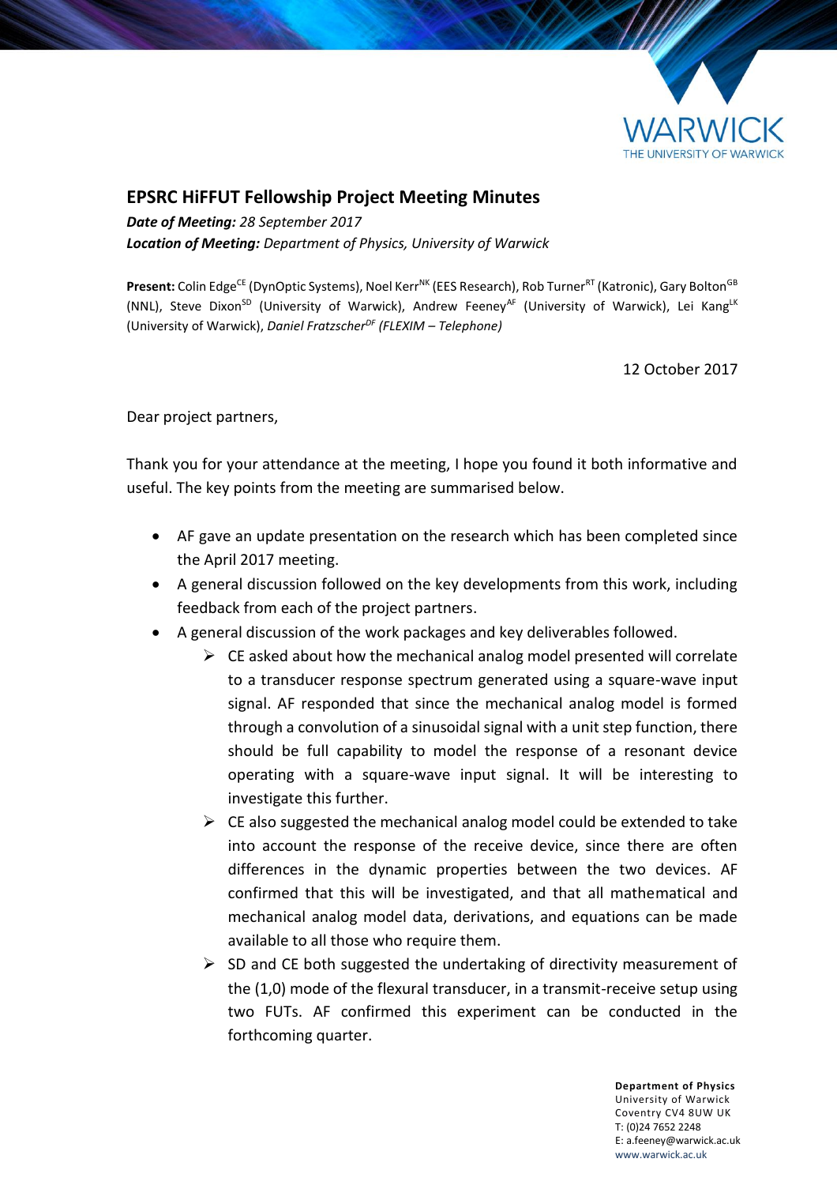## EPSRC HiFFUT Fellowship Project Meeting Minutes

***Date of Meeting:*** *28 September 2017*
***Location of Meeting:*** *Department of Physics, University of Warwick*

**Present:** Colin Edge[CE] (DynOptic Systems), Noel Kerr[NK] (EES Research), Rob Turner[RT] (Katronic), Gary Bolton[GB] (NNL), Steve Dixon[SD] (University of Warwick), Andrew Feeney[AF] (University of Warwick), Lei Kang[LK] (University of Warwick), *Daniel Fratzscher[DF] (FLEXIM – Telephone)*

12 October 2017

Dear project partners,

Thank you for your attendance at the meeting, I hope you found it both informative and useful. The key points from the meeting are summarised below.

- AF gave an update presentation on the research which has been completed since the April 2017 meeting.
- A general discussion followed on the key developments from this work, including feedback from each of the project partners.
- A general discussion of the work packages and key deliverables followed.
  - CE asked about how the mechanical analog model presented will correlate to a transducer response spectrum generated using a square-wave input signal. AF responded that since the mechanical analog model is formed through a convolution of a sinusoidal signal with a unit step function, there should be full capability to model the response of a resonant device operating with a square-wave input signal. It will be interesting to investigate this further.
  - CE also suggested the mechanical analog model could be extended to take into account the response of the receive device, since there are often differences in the dynamic properties between the two devices. AF confirmed that this will be investigated, and that all mathematical and mechanical analog model data, derivations, and equations can be made available to all those who require them.
  - SD and CE both suggested the undertaking of directivity measurement of the (1,0) mode of the flexural transducer, in a transmit-receive setup using two FUTs. AF confirmed this experiment can be conducted in the forthcoming quarter.

**Department of Physics**
University of Warwick
Coventry CV4 8UW UK
T: (0)24 7652 2248
E: a.feeney@warwick.ac.uk
www.warwick.ac.uk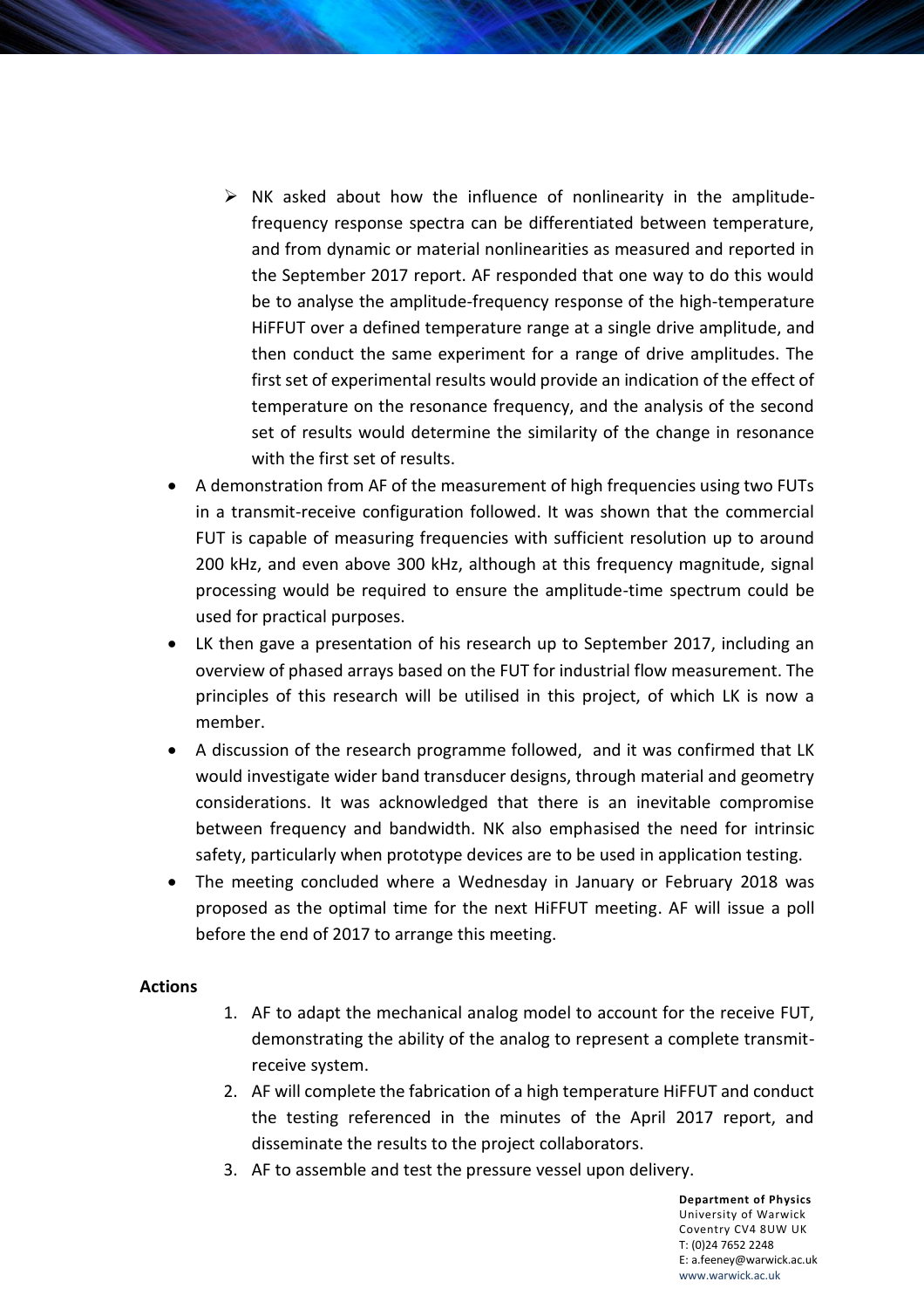- NK asked about how the influence of nonlinearity in the amplitude-frequency response spectra can be differentiated between temperature, and from dynamic or material nonlinearities as measured and reported in the September 2017 report. AF responded that one way to do this would be to analyse the amplitude-frequency response of the high-temperature HiFFUT over a defined temperature range at a single drive amplitude, and then conduct the same experiment for a range of drive amplitudes. The first set of experimental results would provide an indication of the effect of temperature on the resonance frequency, and the analysis of the second set of results would determine the similarity of the change in resonance with the first set of results.

- A demonstration from AF of the measurement of high frequencies using two FUTs in a transmit-receive configuration followed. It was shown that the commercial FUT is capable of measuring frequencies with sufficient resolution up to around 200 kHz, and even above 300 kHz, although at this frequency magnitude, signal processing would be required to ensure the amplitude-time spectrum could be used for practical purposes.
- LK then gave a presentation of his research up to September 2017, including an overview of phased arrays based on the FUT for industrial flow measurement. The principles of this research will be utilised in this project, of which LK is now a member.
- A discussion of the research programme followed, and it was confirmed that LK would investigate wider band transducer designs, through material and geometry considerations. It was acknowledged that there is an inevitable compromise between frequency and bandwidth. NK also emphasised the need for intrinsic safety, particularly when prototype devices are to be used in application testing.
- The meeting concluded where a Wednesday in January or February 2018 was proposed as the optimal time for the next HiFFUT meeting. AF will issue a poll before the end of 2017 to arrange this meeting.

**Actions**

1. AF to adapt the mechanical analog model to account for the receive FUT, demonstrating the ability of the analog to represent a complete transmit-receive system.
2. AF will complete the fabrication of a high temperature HiFFUT and conduct the testing referenced in the minutes of the April 2017 report, and disseminate the results to the project collaborators.
3. AF to assemble and test the pressure vessel upon delivery.

**Department of Physics**
University of Warwick
Coventry CV4 8UW UK
T: (0)24 7652 2248
E: a.feeney@warwick.ac.uk
www.warwick.ac.uk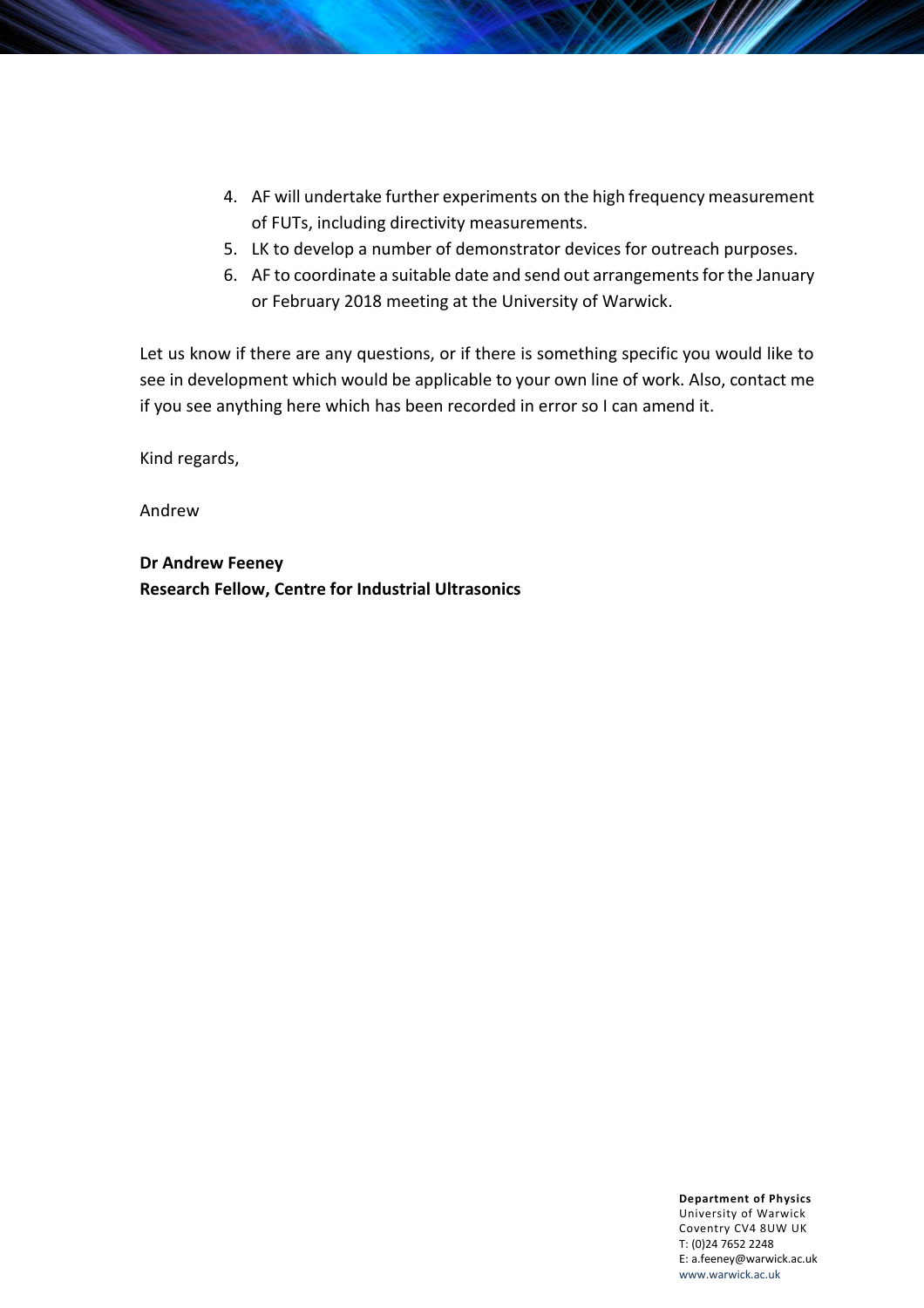4. AF will undertake further experiments on the high frequency measurement of FUTs, including directivity measurements.
5. LK to develop a number of demonstrator devices for outreach purposes.
6. AF to coordinate a suitable date and send out arrangements for the January or February 2018 meeting at the University of Warwick.

Let us know if there are any questions, or if there is something specific you would like to see in development which would be applicable to your own line of work. Also, contact me if you see anything here which has been recorded in error so I can amend it.

Kind regards,

Andrew

**Dr Andrew Feeney**
**Research Fellow, Centre for Industrial Ultrasonics**

**Department of Physics**
University of Warwick
Coventry CV4 8UW UK
T: (0)24 7652 2248
E: a.feeney@warwick.ac.uk
www.warwick.ac.uk